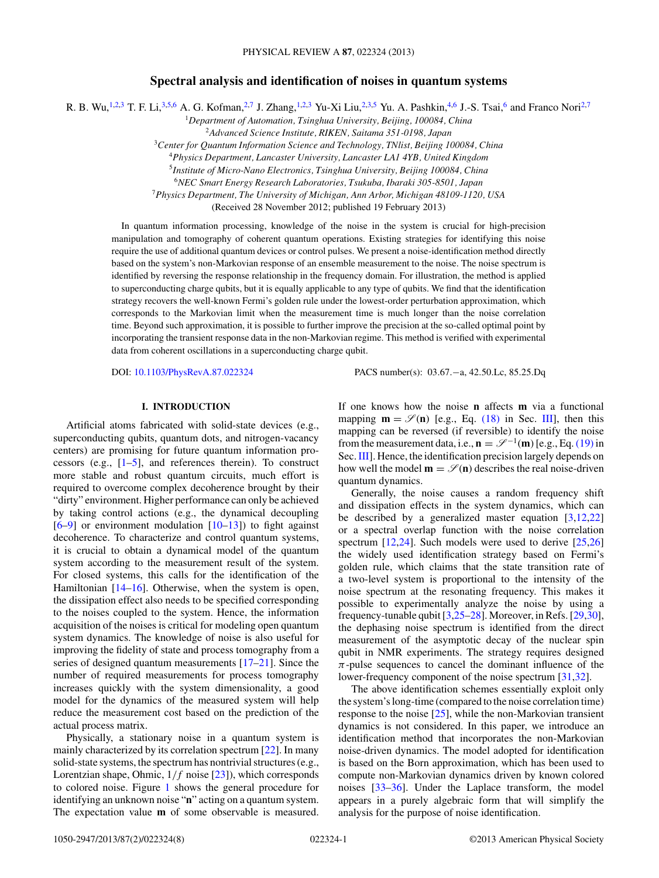# Spectral analysis and identification of noises in quantum systems

R. B. Wu,[1,2,3] T. F. Li,[3,5,6] A. G. Kofman,[2,7] J. Zhang,[1,2,3] Yu-Xi Liu,[2,3,5] Yu. A. Pashkin,[4,6] J.-S. Tsai,[6] and Franco Nori[2,7]

[1]*Department of Automation, Tsinghua University, Beijing, 100084, China*
[2]*Advanced Science Institute, RIKEN, Saitama 351-0198, Japan*
[3]*Center for Quantum Information Science and Technology, TNlist, Beijing 100084, China*
[4]*Physics Department, Lancaster University, Lancaster LA1 4YB, United Kingdom*
[5]*Institute of Micro-Nano Electronics, Tsinghua University, Beijing 100084, China*
[6]*NEC Smart Energy Research Laboratories, Tsukuba, Ibaraki 305-8501, Japan*
[7]*Physics Department, The University of Michigan, Ann Arbor, Michigan 48109-1120, USA*

(Received 28 November 2012; published 19 February 2013)

In quantum information processing, knowledge of the noise in the system is crucial for high-precision manipulation and tomography of coherent quantum operations. Existing strategies for identifying this noise require the use of additional quantum devices or control pulses. We present a noise-identification method directly based on the system's non-Markovian response of an ensemble measurement to the noise. The noise spectrum is identified by reversing the response relationship in the frequency domain. For illustration, the method is applied to superconducting charge qubits, but it is equally applicable to any type of qubits. We find that the identification strategy recovers the well-known Fermi's golden rule under the lowest-order perturbation approximation, which corresponds to the Markovian limit when the measurement time is much longer than the noise correlation time. Beyond such approximation, it is possible to further improve the precision at the so-called optimal point by incorporating the transient response data in the non-Markovian regime. This method is verified with experimental data from coherent oscillations in a superconducting charge qubit.

DOI: 10.1103/PhysRevA.87.022324 PACS number(s): 03.67.−a, 42.50.Lc, 85.25.Dq

## I. INTRODUCTION

Artificial atoms fabricated with solid-state devices (e.g., superconducting qubits, quantum dots, and nitrogen-vacancy centers) are promising for future quantum information processors (e.g., [1–5], and references therein). To construct more stable and robust quantum circuits, much effort is required to overcome complex decoherence brought by their "dirty" environment. Higher performance can only be achieved by taking control actions (e.g., the dynamical decoupling [6–9] or environment modulation [10–13]) to fight against decoherence. To characterize and control quantum systems, it is crucial to obtain a dynamical model of the quantum system according to the measurement result of the system. For closed systems, this calls for the identification of the Hamiltonian [14–16]. Otherwise, when the system is open, the dissipation effect also needs to be specified corresponding to the noises coupled to the system. Hence, the information acquisition of the noises is critical for modeling open quantum system dynamics. The knowledge of noise is also useful for improving the fidelity of state and process tomography from a series of designed quantum measurements [17–21]. Since the number of required measurements for process tomography increases quickly with the system dimensionality, a good model for the dynamics of the measured system will help reduce the measurement cost based on the prediction of the actual process matrix.

Physically, a stationary noise in a quantum system is mainly characterized by its correlation spectrum [22]. In many solid-state systems, the spectrum has nontrivial structures (e.g., Lorentzian shape, Ohmic, $1/f$ noise [23]), which corresponds to colored noise. Figure 1 shows the general procedure for identifying an unknown noise "$\mathbf{n}$" acting on a quantum system. The expectation value $\mathbf{m}$ of some observable is measured. If one knows how the noise $\mathbf{n}$ affects $\mathbf{m}$ via a functional mapping $\mathbf{m} = \mathscr{S}(\mathbf{n})$ [e.g., Eq. (18) in Sec. III], then this mapping can be reversed (if reversible) to identify the noise from the measurement data, i.e., $\mathbf{n} = \mathscr{S}^{-1}(\mathbf{m})$ [e.g., Eq. (19) in Sec. III]. Hence, the identification precision largely depends on how well the model $\mathbf{m} = \mathscr{S}(\mathbf{n})$ describes the real noise-driven quantum dynamics.

Generally, the noise causes a random frequency shift and dissipation effects in the system dynamics, which can be described by a generalized master equation [3,12,22] or a spectral overlap function with the noise correlation spectrum [12,24]. Such models were used to derive [25,26] the widely used identification strategy based on Fermi's golden rule, which claims that the state transition rate of a two-level system is proportional to the intensity of the noise spectrum at the resonating frequency. This makes it possible to experimentally analyze the noise by using a frequency-tunable qubit [3,25–28]. Moreover, in Refs. [29,30], the dephasing noise spectrum is identified from the direct measurement of the asymptotic decay of the nuclear spin qubit in NMR experiments. The strategy requires designed $\pi$-pulse sequences to cancel the dominant influence of the lower-frequency component of the noise spectrum [31,32].

The above identification schemes essentially exploit only the system's long-time (compared to the noise correlation time) response to the noise [25], while the non-Markovian transient dynamics is not considered. In this paper, we introduce an identification method that incorporates the non-Markovian noise-driven dynamics. The model adopted for identification is based on the Born approximation, which has been used to compute non-Markovian dynamics driven by known colored noises [33–36]. Under the Laplace transform, the model appears in a purely algebraic form that will simplify the analysis for the purpose of noise identification.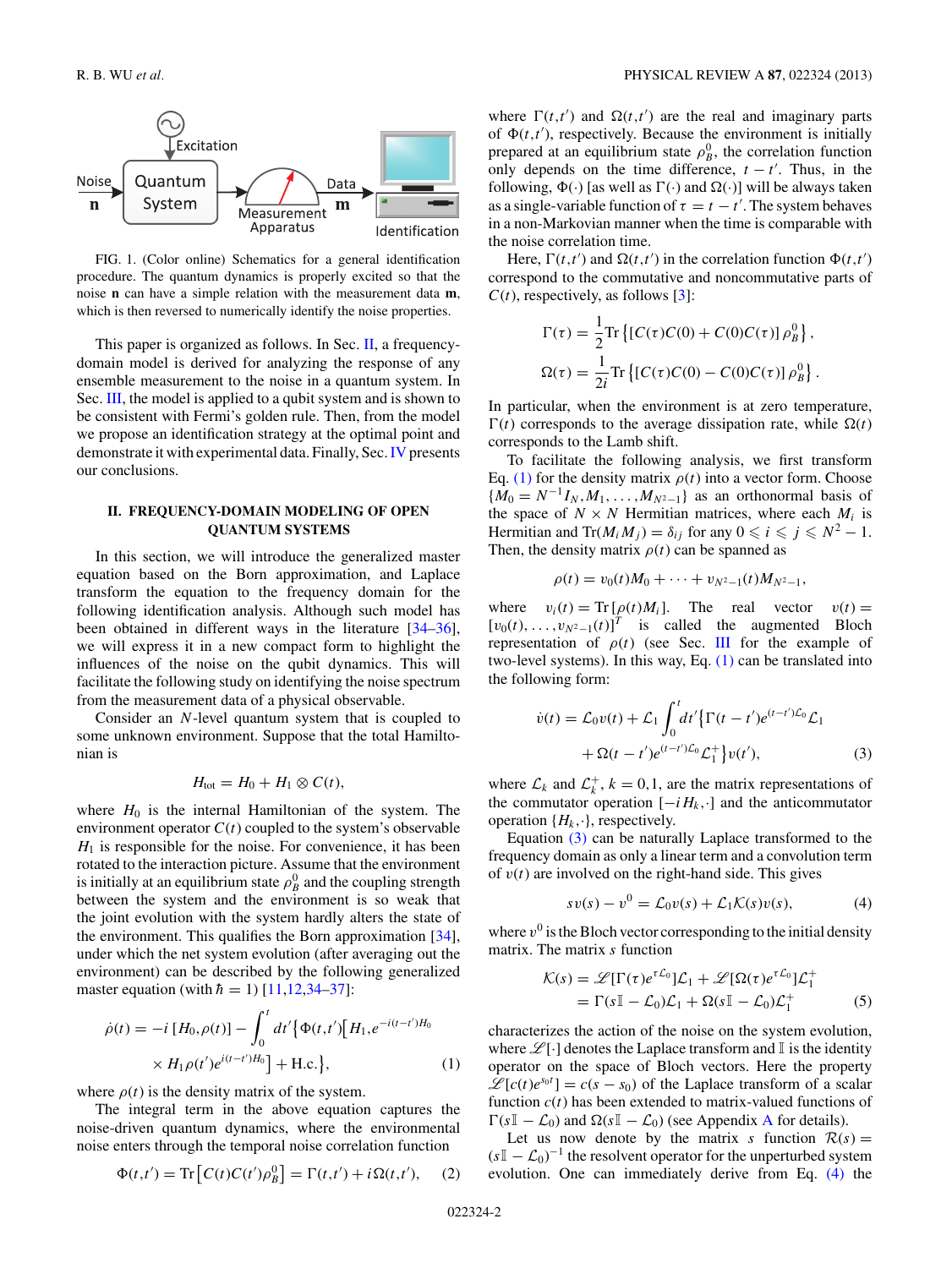FIG. 1. (Color online) Schematics for a general identification procedure. The quantum dynamics is properly excited so that the noise **n** can have a simple relation with the measurement data **m**, which is then reversed to numerically identify the noise properties.

This paper is organized as follows. In Sec. II, a frequency-domain model is derived for analyzing the response of any ensemble measurement to the noise in a quantum system. In Sec. III, the model is applied to a qubit system and is shown to be consistent with Fermi's golden rule. Then, from the model we propose an identification strategy at the optimal point and demonstrate it with experimental data. Finally, Sec. IV presents our conclusions.

## II. FREQUENCY-DOMAIN MODELING OF OPEN QUANTUM SYSTEMS

In this section, we will introduce the generalized master equation based on the Born approximation, and Laplace transform the equation to the frequency domain for the following identification analysis. Although such model has been obtained in different ways in the literature [34–36], we will express it in a new compact form to highlight the influences of the noise on the qubit dynamics. This will facilitate the following study on identifying the noise spectrum from the measurement data of a physical observable.

Consider an $N$-level quantum system that is coupled to some unknown environment. Suppose that the total Hamiltonian is

$$H_{\rm tot} = H_0 + H_1 \otimes C(t),$$

where $H_0$ is the internal Hamiltonian of the system. The environment operator $C(t)$ coupled to the system's observable $H_1$ is responsible for the noise. For convenience, it has been rotated to the interaction picture. Assume that the environment is initially at an equilibrium state $\rho_B^0$ and the coupling strength between the system and the environment is so weak that the joint evolution with the system hardly alters the state of the environment. This qualifies the Born approximation [34], under which the net system evolution (after averaging out the environment) can be described by the following generalized master equation (with $\hbar = 1$) [11,12,34–37]:

$$\dot{\rho}(t) = -i\,[H_0,\rho(t)] - \int_0^t dt'\Big\{\Phi(t,t')\Big[H_1, e^{-i(t-t')H_0} \times H_1\rho(t')e^{i(t-t')H_0}\Big] + \text{H.c.}\Big\}, \quad (1)$$

where $\rho(t)$ is the density matrix of the system.

The integral term in the above equation captures the noise-driven quantum dynamics, where the environmental noise enters through the temporal noise correlation function

$$\Phi(t,t') = {\rm Tr}\big[C(t)C(t')\rho_B^0\big] = \Gamma(t,t') + i\Omega(t,t'), \quad (2)$$

where $\Gamma(t,t')$ and $\Omega(t,t')$ are the real and imaginary parts of $\Phi(t,t')$, respectively. Because the environment is initially prepared at an equilibrium state $\rho_B^0$, the correlation function only depends on the time difference, $t - t'$. Thus, in the following, $\Phi(\cdot)$ [as well as $\Gamma(\cdot)$ and $\Omega(\cdot)$] will be always taken as a single-variable function of $\tau = t - t'$. The system behaves in a non-Markovian manner when the time is comparable with the noise correlation time.

Here, $\Gamma(t,t')$ and $\Omega(t,t')$ in the correlation function $\Phi(t,t')$ correspond to the commutative and noncommutative parts of $C(t)$, respectively, as follows [3]:

$$\Gamma(\tau) = \frac{1}{2}{\rm Tr}\left\{[C(\tau)C(0) + C(0)C(\tau)]\,\rho_B^0\right\},$$

$$\Omega(\tau) = \frac{1}{2i}{\rm Tr}\left\{[C(\tau)C(0) - C(0)C(\tau)]\,\rho_B^0\right\}.$$

In particular, when the environment is at zero temperature, $\Gamma(t)$ corresponds to the average dissipation rate, while $\Omega(t)$ corresponds to the Lamb shift.

To facilitate the following analysis, we first transform Eq. (1) for the density matrix $\rho(t)$ into a vector form. Choose $\{M_0 = N^{-1}I_N, M_1, \ldots, M_{N^2-1}\}$ as an orthonormal basis of the space of $N\times N$ Hermitian matrices, where each $M_i$ is Hermitian and ${\rm Tr}(M_iM_j) = \delta_{ij}$ for any $0 \leqslant i \leqslant j \leqslant N^2-1$. Then, the density matrix $\rho(t)$ can be spanned as

$$\rho(t) = v_0(t)M_0 + \cdots + v_{N^2-1}M_{N^2-1},$$

where $v_i(t) = {\rm Tr}\,[\rho(t)M_i]$. The real vector $v(t) = [v_0(t),\ldots,v_{N^2-1}(t)]^T$ is called the augmented Bloch representation of $\rho(t)$ (see Sec. III for the example of two-level systems). In this way, Eq. (1) can be translated into the following form:

$$\dot{v}(t) = \mathcal{L}_0 v(t) + \mathcal{L}_1\int_0^t dt'\big\{\Gamma(t-t')e^{(t-t')\mathcal{L}_0}\mathcal{L}_1 + \Omega(t-t')e^{(t-t')\mathcal{L}_0}\mathcal{L}_1^+\big\}v(t'), \quad (3)$$

where $\mathcal{L}_k$ and $\mathcal{L}_k^+$, $k = 0,1$, are the matrix representations of the commutator operation $[-iH_k,\cdot]$ and the anticommutator operation $\{H_k,\cdot\}$, respectively.

Equation (3) can be naturally Laplace transformed to the frequency domain as only a linear term and a convolution term of $v(t)$ are involved on the right-hand side. This gives

$$s v(s) - v^0 = \mathcal{L}_0 v(s) + \mathcal{L}_1\mathcal{K}(s)v(s), \quad (4)$$

where $v^0$ is the Bloch vector corresponding to the initial density matrix. The matrix $s$ function

$$\mathcal{K}(s) = \mathscr{L}[\Gamma(\tau)e^{\tau\mathcal{L}_0}]\mathcal{L}_1 + \mathscr{L}[\Omega(\tau)e^{\tau\mathcal{L}_0}]\mathcal{L}_1^+ = \Gamma(s\mathbb{I} - \mathcal{L}_0)\mathcal{L}_1 + \Omega(s\mathbb{I} - \mathcal{L}_0)\mathcal{L}_1^+ \quad (5)$$

characterizes the action of the noise on the system evolution, where $\mathscr{L}[\cdot]$ denotes the Laplace transform and $\mathbb{I}$ is the identity operator on the space of Bloch vectors. Here the property $\mathscr{L}[c(t)e^{s_0t}] = c(s - s_0)$ of the Laplace transform of a scalar function $c(t)$ has been extended to matrix-valued functions of $\Gamma(s\mathbb{I} - \mathcal{L}_0)$ and $\Omega(s\mathbb{I} - \mathcal{L}_0)$ (see Appendix A for details).

Let us now denote by the matrix $s$ function $\mathcal{R}(s) = (s\mathbb{I} - \mathcal{L}_0)^{-1}$ the resolvent operator for the unperturbed system evolution. One can immediately derive from Eq. (4) the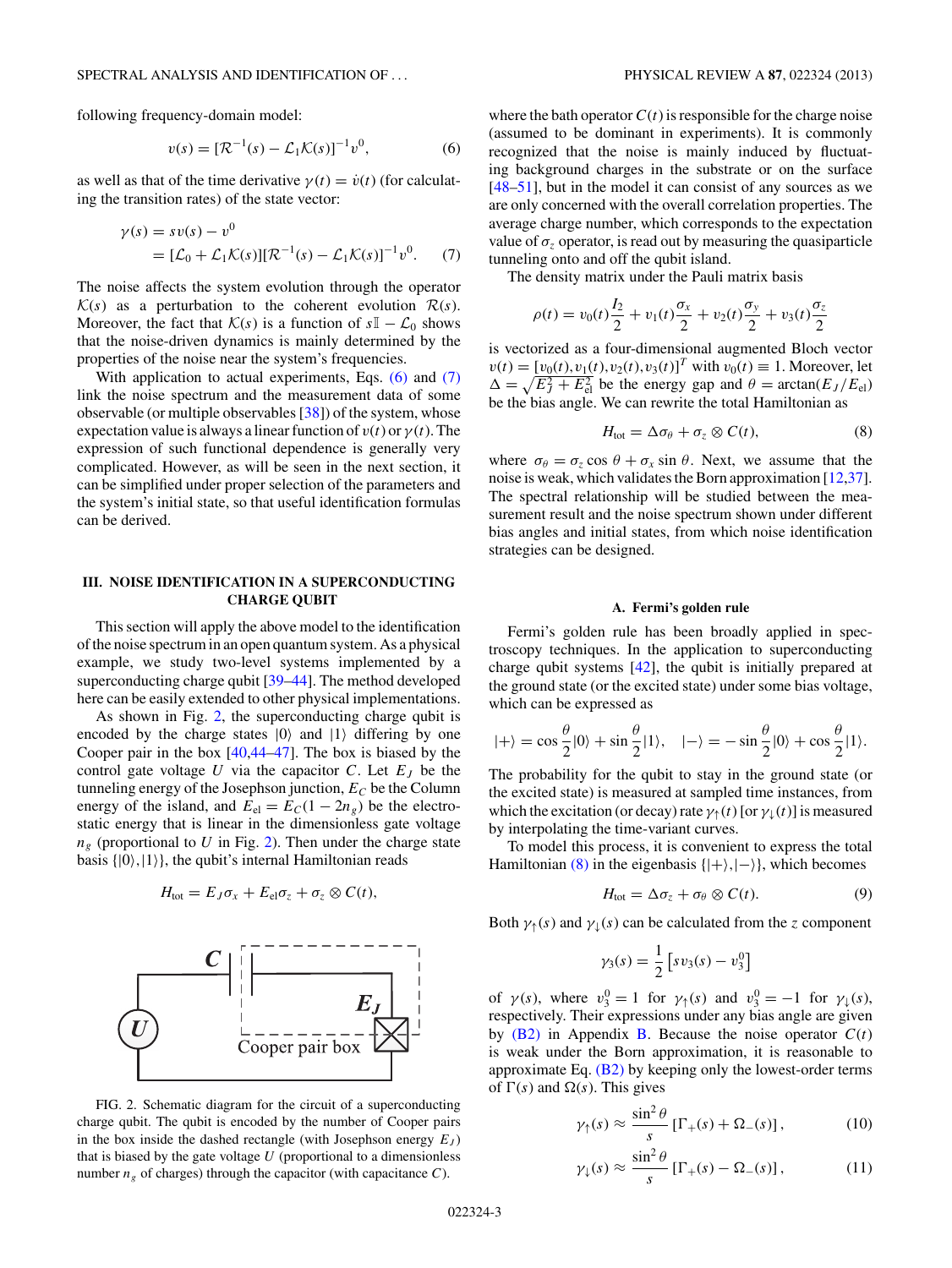following frequency-domain model:

$$v(s) = [\mathcal{R}^{-1}(s) - \mathcal{L}_1\mathcal{K}(s)]^{-1}v^0, \tag{6}$$

as well as that of the time derivative $\gamma(t) = \dot{v}(t)$ (for calculating the transition rates) of the state vector:

$$\begin{aligned}\gamma(s) &= sv(s) - v^0 \\ &= [\mathcal{L}_0 + \mathcal{L}_1\mathcal{K}(s)][\mathcal{R}^{-1}(s) - \mathcal{L}_1\mathcal{K}(s)]^{-1}v^0.\end{aligned} \tag{7}$$

The noise affects the system evolution through the operator $\mathcal{K}(s)$ as a perturbation to the coherent evolution $\mathcal{R}(s)$. Moreover, the fact that $\mathcal{K}(s)$ is a function of $s\mathbb{I} - \mathcal{L}_0$ shows that the noise-driven dynamics is mainly determined by the properties of the noise near the system's frequencies.

With application to actual experiments, Eqs. (6) and (7) link the noise spectrum and the measurement data of some observable (or multiple observables [38]) of the system, whose expectation value is always a linear function of $v(t)$ or $\gamma(t)$. The expression of such functional dependence is generally very complicated. However, as will be seen in the next section, it can be simplified under proper selection of the parameters and the system's initial state, so that useful identification formulas can be derived.

## III. NOISE IDENTIFICATION IN A SUPERCONDUCTING CHARGE QUBIT

This section will apply the above model to the identification of the noise spectrum in an open quantum system. As a physical example, we study two-level systems implemented by a superconducting charge qubit [39–44]. The method developed here can be easily extended to other physical implementations.

As shown in Fig. 2, the superconducting charge qubit is encoded by the charge states $|0\rangle$ and $|1\rangle$ differing by one Cooper pair in the box [40,44–47]. The box is biased by the control gate voltage $U$ via the capacitor $C$. Let $E_J$ be the tunneling energy of the Josephson junction, $E_C$ be the Column energy of the island, and $E_{\rm el} = E_C(1 - 2n_g)$ be the electrostatic energy that is linear in the dimensionless gate voltage $n_g$ (proportional to $U$ in Fig. 2). Then under the charge state basis $\{|0\rangle,|1\rangle\}$, the qubit's internal Hamiltonian reads

$$H_{\rm tot} = E_J\sigma_x + E_{\rm el}\sigma_z + \sigma_z \otimes C(t),$$

FIG. 2. Schematic diagram for the circuit of a superconducting charge qubit. The qubit is encoded by the number of Cooper pairs in the box inside the dashed rectangle (with Josephson energy $E_J$) that is biased by the gate voltage $U$ (proportional to a dimensionless number $n_g$ of charges) through the capacitor (with capacitance $C$).

where the bath operator $C(t)$ is responsible for the charge noise (assumed to be dominant in experiments). It is commonly recognized that the noise is mainly induced by fluctuating background charges in the substrate or on the surface [48–51], but in the model it can consist of any sources as we are only concerned with the overall correlation properties. The average charge number, which corresponds to the expectation value of $\sigma_z$ operator, is read out by measuring the quasiparticle tunneling onto and off the qubit island.

The density matrix under the Pauli matrix basis

$$\rho(t) = v_0(t)\frac{I_2}{2} + v_1(t)\frac{\sigma_x}{2} + v_2(t)\frac{\sigma_y}{2} + v_3(t)\frac{\sigma_z}{2}$$

is vectorized as a four-dimensional augmented Bloch vector $v(t) = [v_0(t), v_1(t), v_2(t), v_3(t)]^T$ with $v_0(t) \equiv 1$. Moreover, let $\Delta = \sqrt{E_J^2 + E_{\rm el}^2}$ be the energy gap and $\theta = \arctan(E_J/E_{\rm el})$ be the bias angle. We can rewrite the total Hamiltonian as

$$H_{\rm tot} = \Delta\sigma_\theta + \sigma_z \otimes C(t), \tag{8}$$

where $\sigma_\theta = \sigma_z \cos\theta + \sigma_x \sin\theta$. Next, we assume that the noise is weak, which validates the Born approximation [12,37]. The spectral relationship will be studied between the measurement result and the noise spectrum shown under different bias angles and initial states, from which noise identification strategies can be designed.

### A. Fermi's golden rule

Fermi's golden rule has been broadly applied in spectroscopy techniques. In the application to superconducting charge qubit systems [42], the qubit is initially prepared at the ground state (or the excited state) under some bias voltage, which can be expressed as

$$|+\rangle = \cos\frac{\theta}{2}|0\rangle + \sin\frac{\theta}{2}|1\rangle, \quad |-\rangle = -\sin\frac{\theta}{2}|0\rangle + \cos\frac{\theta}{2}|1\rangle.$$

The probability for the qubit to stay in the ground state (or the excited state) is measured at sampled time instances, from which the excitation (or decay) rate $\gamma_\uparrow(t)$ [or $\gamma_\downarrow(t)$] is measured by interpolating the time-variant curves.

To model this process, it is convenient to express the total Hamiltonian (8) in the eigenbasis $\{|+\rangle,|-\rangle\}$, which becomes

$$H_{\rm tot} = \Delta\sigma_z + \sigma_\theta \otimes C(t). \tag{9}$$

Both $\gamma_\uparrow(s)$ and $\gamma_\downarrow(s)$ can be calculated from the $z$ component

$$\gamma_3(s) = \frac{1}{2}\left[sv_3(s) - v_3^0\right]$$

of $\gamma(s)$, where $v_3^0 = 1$ for $\gamma_\uparrow(s)$ and $v_3^0 = -1$ for $\gamma_\downarrow(s)$, respectively. Their expressions under any bias angle are given by (B2) in Appendix B. Because the noise operator $C(t)$ is weak under the Born approximation, it is reasonable to approximate Eq. (B2) by keeping only the lowest-order terms of $\Gamma(s)$ and $\Omega(s)$. This gives

$$\gamma_\uparrow(s) \approx \frac{\sin^2\theta}{s}\left[\Gamma_+(s) + \Omega_-(s)\right], \tag{10}$$

$$\gamma_\downarrow(s) \approx \frac{\sin^2\theta}{s}\left[\Gamma_+(s) - \Omega_-(s)\right], \tag{11}$$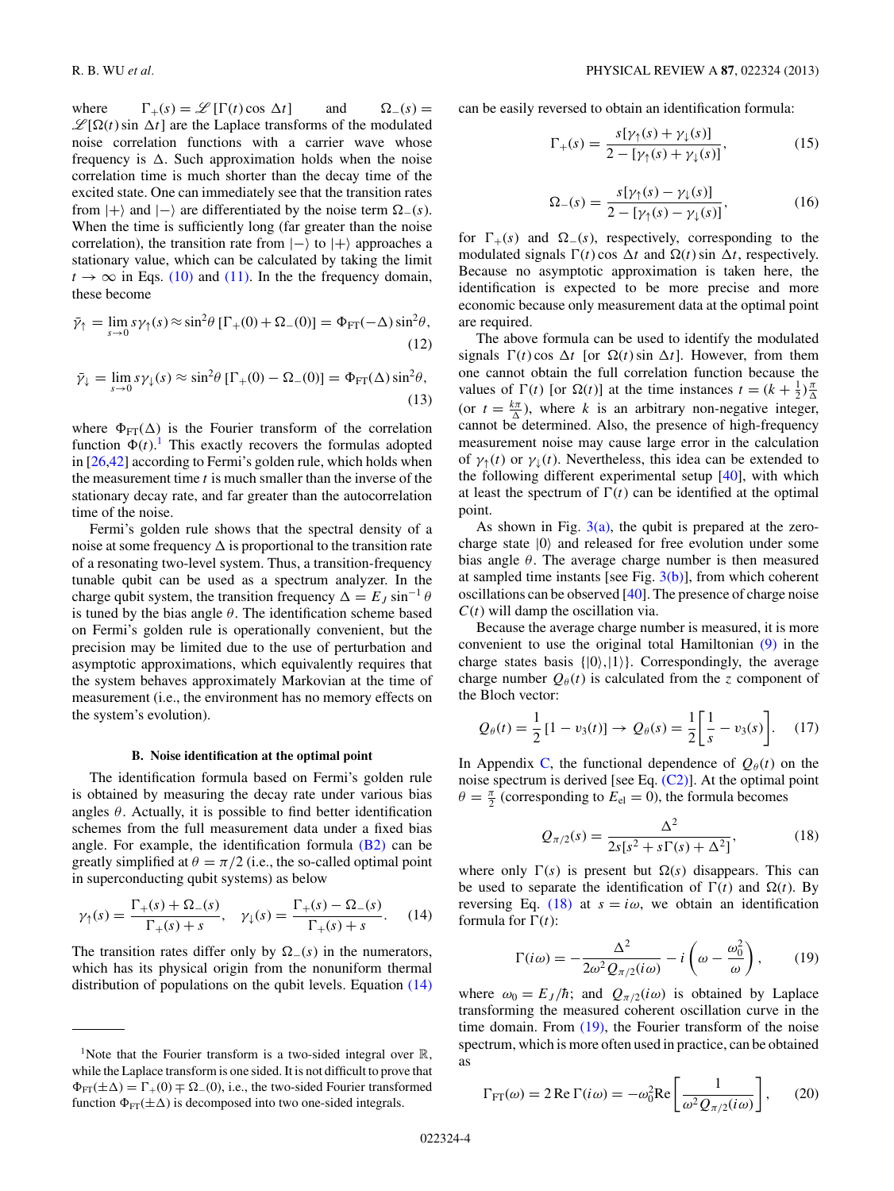where $\Gamma_+(s) = \mathscr{L}[\Gamma(t)\cos\Delta t]$ and $\Omega_-(s) = \mathscr{L}[\Omega(t)\sin\Delta t]$ are the Laplace transforms of the modulated noise correlation functions with a carrier wave whose frequency is $\Delta$. Such approximation holds when the noise correlation time is much shorter than the decay time of the excited state. One can immediately see that the transition rates from $|+\rangle$ and $|-\rangle$ are differentiated by the noise term $\Omega_-(s)$. When the time is sufficiently long (far greater than the noise correlation), the transition rate from $|-\rangle$ to $|+\rangle$ approaches a stationary value, which can be calculated by taking the limit $t \to \infty$ in Eqs. (10) and (11). In the the frequency domain, these become

$$\bar{\gamma}_\uparrow = \lim_{s\to 0} s\gamma_\uparrow(s) \approx \sin^2\theta\,[\Gamma_+(0) + \Omega_-(0)] = \Phi_{\rm FT}(-\Delta)\sin^2\theta, \tag{12}$$

$$\bar{\gamma}_\downarrow = \lim_{s\to 0} s\gamma_\downarrow(s) \approx \sin^2\theta\,[\Gamma_+(0) - \Omega_-(0)] = \Phi_{\rm FT}(\Delta)\sin^2\theta, \tag{13}$$

where $\Phi_{\rm FT}(\Delta)$ is the Fourier transform of the correlation function $\Phi(t)$.[1] This exactly recovers the formulas adopted in [26,42] according to Fermi's golden rule, which holds when the measurement time $t$ is much smaller than the inverse of the stationary decay rate, and far greater than the autocorrelation time of the noise.

Fermi's golden rule shows that the spectral density of a noise at some frequency $\Delta$ is proportional to the transition rate of a resonating two-level system. Thus, a transition-frequency tunable qubit can be used as a spectrum analyzer. In the charge qubit system, the transition frequency $\Delta = E_J \sin^{-1}\theta$ is tuned by the bias angle $\theta$. The identification scheme based on Fermi's golden rule is operationally convenient, but the precision may be limited due to the use of perturbation and asymptotic approximations, which equivalently requires that the system behaves approximately Markovian at the time of measurement (i.e., the environment has no memory effects on the system's evolution).

### B. Noise identification at the optimal point

The identification formula based on Fermi's golden rule is obtained by measuring the decay rate under various bias angles $\theta$. Actually, it is possible to find better identification schemes from the full measurement data under a fixed bias angle. For example, the identification formula (B2) can be greatly simplified at $\theta = \pi/2$ (i.e., the so-called optimal point in superconducting qubit systems) as below

$$\gamma_\uparrow(s) = \frac{\Gamma_+(s) + \Omega_-(s)}{\Gamma_+(s) + s}, \quad \gamma_\downarrow(s) = \frac{\Gamma_+(s) - \Omega_-(s)}{\Gamma_+(s) + s}. \tag{14}$$

The transition rates differ only by $\Omega_-(s)$ in the numerators, which has its physical origin from the nonuniform thermal distribution of populations on the qubit levels. Equation (14) can be easily reversed to obtain an identification formula:

$$\Gamma_+(s) = \frac{s[\gamma_\uparrow(s) + \gamma_\downarrow(s)]}{2 - [\gamma_\uparrow(s) + \gamma_\downarrow(s)]}, \tag{15}$$

$$\Omega_-(s) = \frac{s[\gamma_\uparrow(s) - \gamma_\downarrow(s)]}{2 - [\gamma_\uparrow(s) - \gamma_\downarrow(s)]}, \tag{16}$$

for $\Gamma_+(s)$ and $\Omega_-(s)$, respectively, corresponding to the modulated signals $\Gamma(t)\cos\Delta t$ and $\Omega(t)\sin\Delta t$, respectively. Because no asymptotic approximation is taken here, the identification is expected to be more precise and more economic because only measurement data at the optimal point are required.

The above formula can be used to identify the modulated signals $\Gamma(t)\cos\Delta t$ [or $\Omega(t)\sin\Delta t$]. However, from them one cannot obtain the full correlation function because the values of $\Gamma(t)$ [or $\Omega(t)$] at the time instances $t = (k+\frac{1}{2})\frac{\pi}{\Delta}$ (or $t = \frac{k\pi}{\Delta}$), where $k$ is an arbitrary non-negative integer, cannot be determined. Also, the presence of high-frequency measurement noise may cause large error in the calculation of $\gamma_\uparrow(t)$ or $\gamma_\downarrow(t)$. Nevertheless, this idea can be extended to the following different experimental setup [40], with which at least the spectrum of $\Gamma(t)$ can be identified at the optimal point.

As shown in Fig. 3(a), the qubit is prepared at the zero-charge state $|0\rangle$ and released for free evolution under some bias angle $\theta$. The average charge number is then measured at sampled time instants [see Fig. 3(b)], from which coherent oscillations can be observed [40]. The presence of charge noise $C(t)$ will damp the oscillation via.

Because the average charge number is measured, it is more convenient to use the original total Hamiltonian (9) in the charge states basis $\{|0\rangle, |1\rangle\}$. Correspondingly, the average charge number $Q_\theta(t)$ is calculated from the $z$ component of the Bloch vector:

$$Q_\theta(t) = \frac{1}{2}[1 - v_3(t)] \to Q_\theta(s) = \frac{1}{2}\left[\frac{1}{s} - v_3(s)\right]. \tag{17}$$

In Appendix C, the functional dependence of $Q_\theta(t)$ on the noise spectrum is derived [see Eq. (C2)]. At the optimal point $\theta = \frac{\pi}{2}$ (corresponding to $E_{\rm el} = 0$), the formula becomes

$$Q_{\pi/2}(s) = \frac{\Delta^2}{2s[s^2 + s\Gamma(s) + \Delta^2]}, \tag{18}$$

where only $\Gamma(s)$ is present but $\Omega(s)$ disappears. This can be used to separate the identification of $\Gamma(t)$ and $\Omega(t)$. By reversing Eq. (18) at $s = i\omega$, we obtain an identification formula for $\Gamma(t)$:

$$\Gamma(i\omega) = -\frac{\Delta^2}{2\omega^2 Q_{\pi/2}(i\omega)} - i\left(\omega - \frac{\omega_0^2}{\omega}\right), \tag{19}$$

where $\omega_0 = E_J/\hbar$; and $Q_{\pi/2}(i\omega)$ is obtained by Laplace transforming the measured coherent oscillation curve in the time domain. From (19), the Fourier transform of the noise spectrum, which is more often used in practice, can be obtained as

$$\Gamma_{\rm FT}(\omega) = 2\,{\rm Re}\,\Gamma(i\omega) = -\omega_0^2 {\rm Re}\left[\frac{1}{\omega^2 Q_{\pi/2}(i\omega)}\right], \tag{20}$$

---

[1] Note that the Fourier transform is a two-sided integral over $\mathbb{R}$, while the Laplace transform is one sided. It is not difficult to prove that $\Phi_{\rm FT}(\pm\Delta) = \Gamma_+(0) \mp \Omega_-(0)$, i.e., the two-sided Fourier transformed function $\Phi_{\rm FT}(\pm\Delta)$ is decomposed into two one-sided integrals.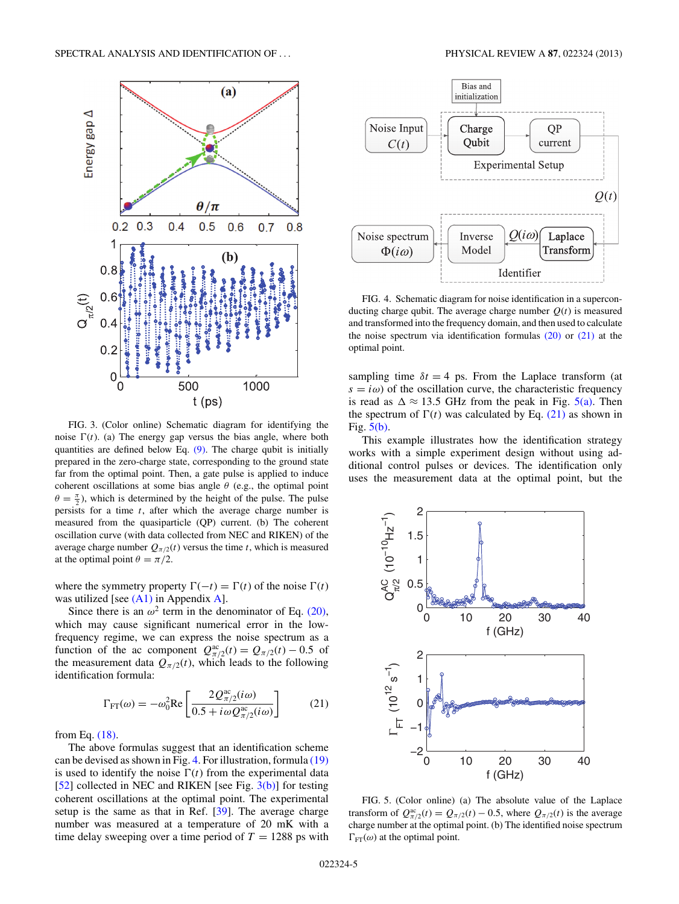FIG. 3. (Color online) Schematic diagram for identifying the noise $\Gamma(t)$. (a) The energy gap versus the bias angle, where both quantities are defined below Eq. (9). The charge qubit is initially prepared in the zero-charge state, corresponding to the ground state far from the optimal point. Then, a gate pulse is applied to induce coherent oscillations at some bias angle $\theta$ (e.g., the optimal point $\theta = \frac{\pi}{2}$), which is determined by the height of the pulse. The pulse persists for a time $t$, after which the average charge number is measured from the quasiparticle (QP) current. (b) The coherent oscillation curve (with data collected from NEC and RIKEN) of the average charge number $Q_{\pi/2}(t)$ versus the time $t$, which is measured at the optimal point $\theta = \pi/2$.

where the symmetry property $\Gamma(-t) = \Gamma(t)$ of the noise $\Gamma(t)$ was utilized [see (A1) in Appendix A].

Since there is an $\omega^2$ term in the denominator of Eq. (20), which may cause significant numerical error in the low-frequency regime, we can express the noise spectrum as a function of the ac component $Q^{\rm ac}_{\pi/2}(t) = Q_{\pi/2}(t) - 0.5$ of the measurement data $Q_{\pi/2}(t)$, which leads to the following identification formula:

$$\Gamma_{\rm FT}(\omega) = -\omega_0^2 {\rm Re}\left[\frac{2Q^{\rm ac}_{\pi/2}(i\omega)}{0.5 + i\omega Q^{\rm ac}_{\pi/2}(i\omega)}\right] \tag{21}$$

from Eq. (18).

The above formulas suggest that an identification scheme can be devised as shown in Fig. 4. For illustration, formula (19) is used to identify the noise $\Gamma(t)$ from the experimental data [52] collected in NEC and RIKEN [see Fig. 3(b)] for testing coherent oscillations at the optimal point. The experimental setup is the same as that in Ref. [39]. The average charge number was measured at a temperature of 20 mK with a time delay sweeping over a time period of $T = 1288$ ps with sampling time $\delta t = 4$ ps. From the Laplace transform (at $s = i\omega$) of the oscillation curve, the characteristic frequency is read as $\Delta \approx 13.5$ GHz from the peak in Fig. 5(a). Then the spectrum of $\Gamma(t)$ was calculated by Eq. (21) as shown in Fig. 5(b).

FIG. 4. Schematic diagram for noise identification in a superconducting charge qubit. The average charge number $Q(t)$ is measured and transformed into the frequency domain, and then used to calculate the noise spectrum via identification formulas (20) or (21) at the optimal point.

This example illustrates how the identification strategy works with a simple experiment design without using additional control pulses or devices. The identification only uses the measurement data at the optimal point, but the

FIG. 5. (Color online) (a) The absolute value of the Laplace transform of $Q^{\rm ac}_{\pi/2}(t) = Q_{\pi/2}(t) - 0.5$, where $Q_{\pi/2}(t)$ is the average charge number at the optimal point. (b) The identified noise spectrum $\Gamma_{\rm FT}(\omega)$ at the optimal point.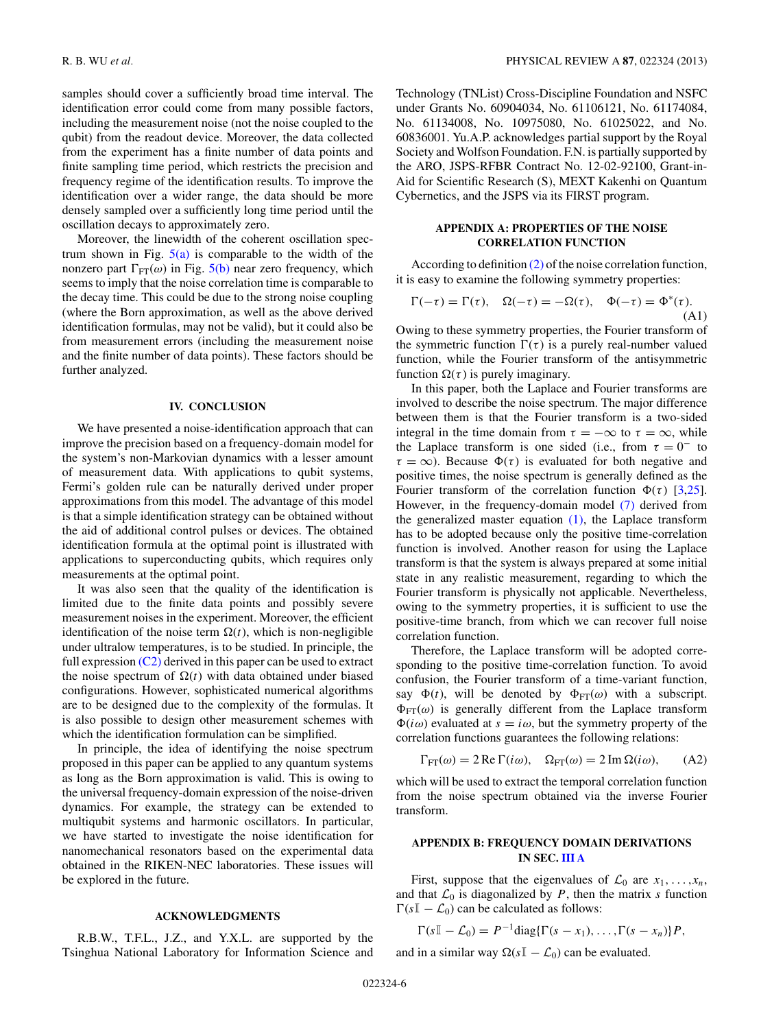samples should cover a sufficiently broad time interval. The identification error could come from many possible factors, including the measurement noise (not the noise coupled to the qubit) from the readout device. Moreover, the data collected from the experiment has a finite number of data points and finite sampling time period, which restricts the precision and frequency regime of the identification results. To improve the identification over a wider range, the data should be more densely sampled over a sufficiently long time period until the oscillation decays to approximately zero.

Moreover, the linewidth of the coherent oscillation spectrum shown in Fig. 5(a) is comparable to the width of the nonzero part $\Gamma_{\rm FT}(\omega)$ in Fig. 5(b) near zero frequency, which seems to imply that the noise correlation time is comparable to the decay time. This could be due to the strong noise coupling (where the Born approximation, as well as the above derived identification formulas, may not be valid), but it could also be from measurement errors (including the measurement noise and the finite number of data points). These factors should be further analyzed.

## IV. CONCLUSION

We have presented a noise-identification approach that can improve the precision based on a frequency-domain model for the system's non-Markovian dynamics with a lesser amount of measurement data. With applications to qubit systems, Fermi's golden rule can be naturally derived under proper approximations from this model. The advantage of this model is that a simple identification strategy can be obtained without the aid of additional control pulses or devices. The obtained identification formula at the optimal point is illustrated with applications to superconducting qubits, which requires only measurements at the optimal point.

It was also seen that the quality of the identification is limited due to the finite data points and possibly severe measurement noises in the experiment. Moreover, the efficient identification of the noise term $\Omega(t)$, which is non-negligible under ultralow temperatures, is to be studied. In principle, the full expression (C2) derived in this paper can be used to extract the noise spectrum of $\Omega(t)$ with data obtained under biased configurations. However, sophisticated numerical algorithms are to be designed due to the complexity of the formulas. It is also possible to design other measurement schemes with which the identification formulation can be simplified.

In principle, the idea of identifying the noise spectrum proposed in this paper can be applied to any quantum systems as long as the Born approximation is valid. This is owing to the universal frequency-domain expression of the noise-driven dynamics. For example, the strategy can be extended to multiqubit systems and harmonic oscillators. In particular, we have started to investigate the noise identification for nanomechanical resonators based on the experimental data obtained in the RIKEN-NEC laboratories. These issues will be explored in the future.

## ACKNOWLEDGMENTS

R.B.W., T.F.L., J.Z., and Y.X.L. are supported by the Tsinghua National Laboratory for Information Science and Technology (TNList) Cross-Discipline Foundation and NSFC under Grants No. 60904034, No. 61106121, No. 61174084, No. 61134008, No. 10975080, No. 61025022, and No. 60836001. Yu.A.P. acknowledges partial support by the Royal Society and Wolfson Foundation. F.N. is partially supported by the ARO, JSPS-RFBR Contract No. 12-02-92100, Grant-in-Aid for Scientific Research (S), MEXT Kakenhi on Quantum Cybernetics, and the JSPS via its FIRST program.

## APPENDIX A: PROPERTIES OF THE NOISE CORRELATION FUNCTION

According to definition (2) of the noise correlation function, it is easy to examine the following symmetry properties:

$$\Gamma(-\tau) = \Gamma(\tau), \quad \Omega(-\tau) = -\Omega(\tau), \quad \Phi(-\tau) = \Phi^*(\tau). \tag{A1}$$

Owing to these symmetry properties, the Fourier transform of the symmetric function $\Gamma(\tau)$ is a purely real-number valued function, while the Fourier transform of the antisymmetric function $\Omega(\tau)$ is purely imaginary.

In this paper, both the Laplace and Fourier transforms are involved to describe the noise spectrum. The major difference between them is that the Fourier transform is a two-sided integral in the time domain from $\tau = -\infty$ to $\tau = \infty$, while the Laplace transform is one sided (i.e., from $\tau = 0^-$ to $\tau = \infty$). Because $\Phi(\tau)$ is evaluated for both negative and positive times, the noise spectrum is generally defined as the Fourier transform of the correlation function $\Phi(\tau)$ [3,25]. However, in the frequency-domain model (7) derived from the generalized master equation (1), the Laplace transform has to be adopted because only the positive time-correlation function is involved. Another reason for using the Laplace transform is that the system is always prepared at some initial state in any realistic measurement, regarding to which the Fourier transform is physically not applicable. Nevertheless, owing to the symmetry properties, it is sufficient to use the positive-time branch, from which we can recover full noise correlation function.

Therefore, the Laplace transform will be adopted corresponding to the positive time-correlation function. To avoid confusion, the Fourier transform of a time-variant function, say $\Phi(t)$, will be denoted by $\Phi_{\rm FT}(\omega)$ with a subscript. $\Phi_{\rm FT}(\omega)$ is generally different from the Laplace transform $\Phi(i\omega)$ evaluated at $s = i\omega$, but the symmetry property of the correlation functions guarantees the following relations:

$$\Gamma_{\rm FT}(\omega) = 2\,{\rm Re}\,\Gamma(i\omega), \quad \Omega_{\rm FT}(\omega) = 2\,{\rm Im}\,\Omega(i\omega), \tag{A2}$$

which will be used to extract the temporal correlation function from the noise spectrum obtained via the inverse Fourier transform.

## APPENDIX B: FREQUENCY DOMAIN DERIVATIONS IN SEC. III A

First, suppose that the eigenvalues of $\mathcal{L}_0$ are $x_1, \ldots, x_n$, and that $\mathcal{L}_0$ is diagonalized by $P$, then the matrix $s$ function $\Gamma(s\mathbb{I} - \mathcal{L}_0)$ can be calculated as follows:

$$\Gamma(s\mathbb{I} - \mathcal{L}_0) = P^{-1}{\rm diag}\{\Gamma(s - x_1), \ldots, \Gamma(s - x_n)\}P,$$

and in a similar way $\Omega(s\mathbb{I} - \mathcal{L}_0)$ can be evaluated.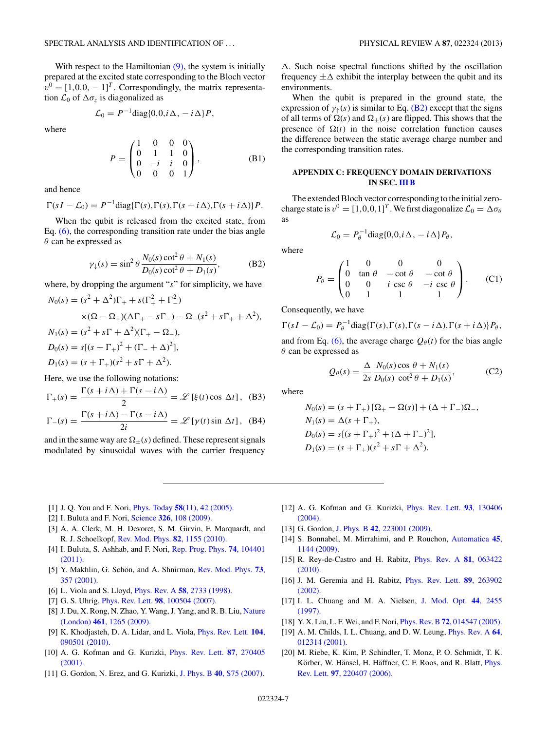With respect to the Hamiltonian (9), the system is initially prepared at the excited state corresponding to the Bloch vector $v^0 = [1,0,0,-1]^T$. Correspondingly, the matrix representation $\mathcal{L}_0$ of $\Delta\sigma_z$ is diagonalized as

$$\mathcal{L}_0 = P^{-1}\mathrm{diag}\{0,0,i\Delta,-i\Delta\}P,$$

where

$$P = \begin{pmatrix} 1 & 0 & 0 & 0 \\ 0 & 1 & 1 & 0 \\ 0 & -i & i & 0 \\ 0 & 0 & 0 & 1 \end{pmatrix}, \tag{B1}$$

and hence

$$\Gamma(sI - \mathcal{L}_0) = P^{-1}\mathrm{diag}\{\Gamma(s),\Gamma(s),\Gamma(s-i\Delta),\Gamma(s+i\Delta)\}P.$$

When the qubit is released from the excited state, from Eq. (6), the corresponding transition rate under the bias angle $\theta$ can be expressed as

$$\gamma_\downarrow(s) = \sin^2\theta \frac{N_0(s)\cot^2\theta + N_1(s)}{D_0(s)\cot^2\theta + D_1(s)}, \tag{B2}$$

where, by dropping the argument "$s$" for simplicity, we have

$$\begin{aligned}
N_0(s) &= (s^2+\Delta^2)\Gamma_+ + s(\Gamma_+^2 + \Gamma_-^2) \\
&\quad \times(\Omega - \Omega_+)(\Delta\Gamma_+ - s\Gamma_-) - \Omega_-(s^2 + s\Gamma_+ + \Delta^2), \\
N_1(s) &= (s^2 + s\Gamma + \Delta^2)(\Gamma_+ - \Omega_-), \\
D_0(s) &= s[(s+\Gamma_+)^2 + (\Gamma_- + \Delta)^2], \\
D_1(s) &= (s+\Gamma_+)(s^2 + s\Gamma + \Delta^2).
\end{aligned}$$

Here, we use the following notations:

$$\Gamma_+(s) = \frac{\Gamma(s+i\Delta) + \Gamma(s-i\Delta)}{2} = \mathscr{L}[\xi(t)\cos\Delta t], \tag{B3}$$

$$\Gamma_-(s) = \frac{\Gamma(s+i\Delta) - \Gamma(s-i\Delta)}{2i} = \mathscr{L}[\gamma(t)\sin\Delta t], \tag{B4}$$

and in the same way are $\Omega_\pm(s)$ defined. These represent signals modulated by sinusoidal waves with the carrier frequency $\Delta$. Such noise spectral functions shifted by the oscillation frequency $\pm\Delta$ exhibit the interplay between the qubit and its environments.

When the qubit is prepared in the ground state, the expression of $\gamma_\uparrow(s)$ is similar to Eq. (B2) except that the signs of all terms of $\Omega(s)$ and $\Omega_\pm(s)$ are flipped. This shows that the presence of $\Omega(t)$ in the noise correlation function causes the difference between the static average charge number and the corresponding transition rates.

## APPENDIX C: FREQUENCY DOMAIN DERIVATIONS IN SEC. III B

The extended Bloch vector corresponding to the initial zero-charge state is $v^0 = [1,0,0,1]^T$. We first diagonalize $\mathcal{L}_0 = \Delta\sigma_\theta$ as

$$\mathcal{L}_0 = P_\theta^{-1}\mathrm{diag}\{0,0,i\Delta,-i\Delta\}P_\theta,$$

where

$$P_\theta = \begin{pmatrix} 1 & 0 & 0 & 0 \\ 0 & \tan\theta & -\cot\theta & -\cot\theta \\ 0 & 0 & i\csc\theta & -i\csc\theta \\ 0 & 1 & 1 & 1 \end{pmatrix}. \tag{C1}$$

Consequently, we have

$$\Gamma(sI - \mathcal{L}_0) = P_\theta^{-1}\mathrm{diag}\{\Gamma(s),\Gamma(s),\Gamma(s-i\Delta),\Gamma(s+i\Delta)\}P_\theta,$$

and from Eq. (6), the average charge $Q_\theta(t)$ for the bias angle $\theta$ can be expressed as

$$Q_\theta(s) = \frac{\Delta}{2s}\frac{N_0(s)\cos\theta + N_1(s)}{D_0(s)\cot^2\theta + D_1(s)}, \tag{C2}$$

where

$$\begin{aligned}
N_0(s) &= (s+\Gamma_+)[\Omega_+ - \Omega(s)] + (\Delta + \Gamma_-)\Omega_-, \\
N_1(s) &= \Delta(s+\Gamma_+), \\
D_0(s) &= s[(s+\Gamma_+)^2 + (\Delta + \Gamma_-)^2], \\
D_1(s) &= (s+\Gamma_+)(s^2 + s\Gamma + \Delta^2).
\end{aligned}$$

---

[1] J. Q. You and F. Nori, Phys. Today **58**(11), 42 (2005).
[2] I. Buluta and F. Nori, Science **326**, 108 (2009).
[3] A. A. Clerk, M. H. Devoret, S. M. Girvin, F. Marquardt, and R. J. Schoelkopf, Rev. Mod. Phys. **82**, 1155 (2010).
[4] I. Buluta, S. Ashhab, and F. Nori, Rep. Prog. Phys. **74**, 104401 (2011).
[5] Y. Makhlin, G. Schön, and A. Shnirman, Rev. Mod. Phys. **73**, 357 (2001).
[6] L. Viola and S. Lloyd, Phys. Rev. A **58**, 2733 (1998).
[7] G. S. Uhrig, Phys. Rev. Lett. **98**, 100504 (2007).
[8] J. Du, X. Rong, N. Zhao, Y. Wang, J. Yang, and R. B. Liu, Nature (London) **461**, 1265 (2009).
[9] K. Khodjasteh, D. A. Lidar, and L. Viola, Phys. Rev. Lett. **104**, 090501 (2010).
[10] A. G. Kofman and G. Kurizki, Phys. Rev. Lett. **87**, 270405 (2001).
[11] G. Gordon, N. Erez, and G. Kurizki, J. Phys. B **40**, S75 (2007).
[12] A. G. Kofman and G. Kurizki, Phys. Rev. Lett. **93**, 130406 (2004).
[13] G. Gordon, J. Phys. B **42**, 223001 (2009).
[14] S. Bonnabel, M. Mirrahimi, and P. Rouchon, Automatica **45**, 1144 (2009).
[15] R. Rey-de-Castro and H. Rabitz, Phys. Rev. A **81**, 063422 (2010).
[16] J. M. Geremia and H. Rabitz, Phys. Rev. Lett. **89**, 263902 (2002).
[17] I. L. Chuang and M. A. Nielsen, J. Mod. Opt. **44**, 2455 (1997).
[18] Y. X. Liu, L. F. Wei, and F. Nori, Phys. Rev. B **72**, 014547 (2005).
[19] A. M. Childs, I. L. Chuang, and D. W. Leung, Phys. Rev. A **64**, 012314 (2001).
[20] M. Riebe, K. Kim, P. Schindler, T. Monz, P. O. Schmidt, T. K. Körber, W. Hänsel, H. Häffner, C. F. Roos, and R. Blatt, Phys. Rev. Lett. **97**, 220407 (2006).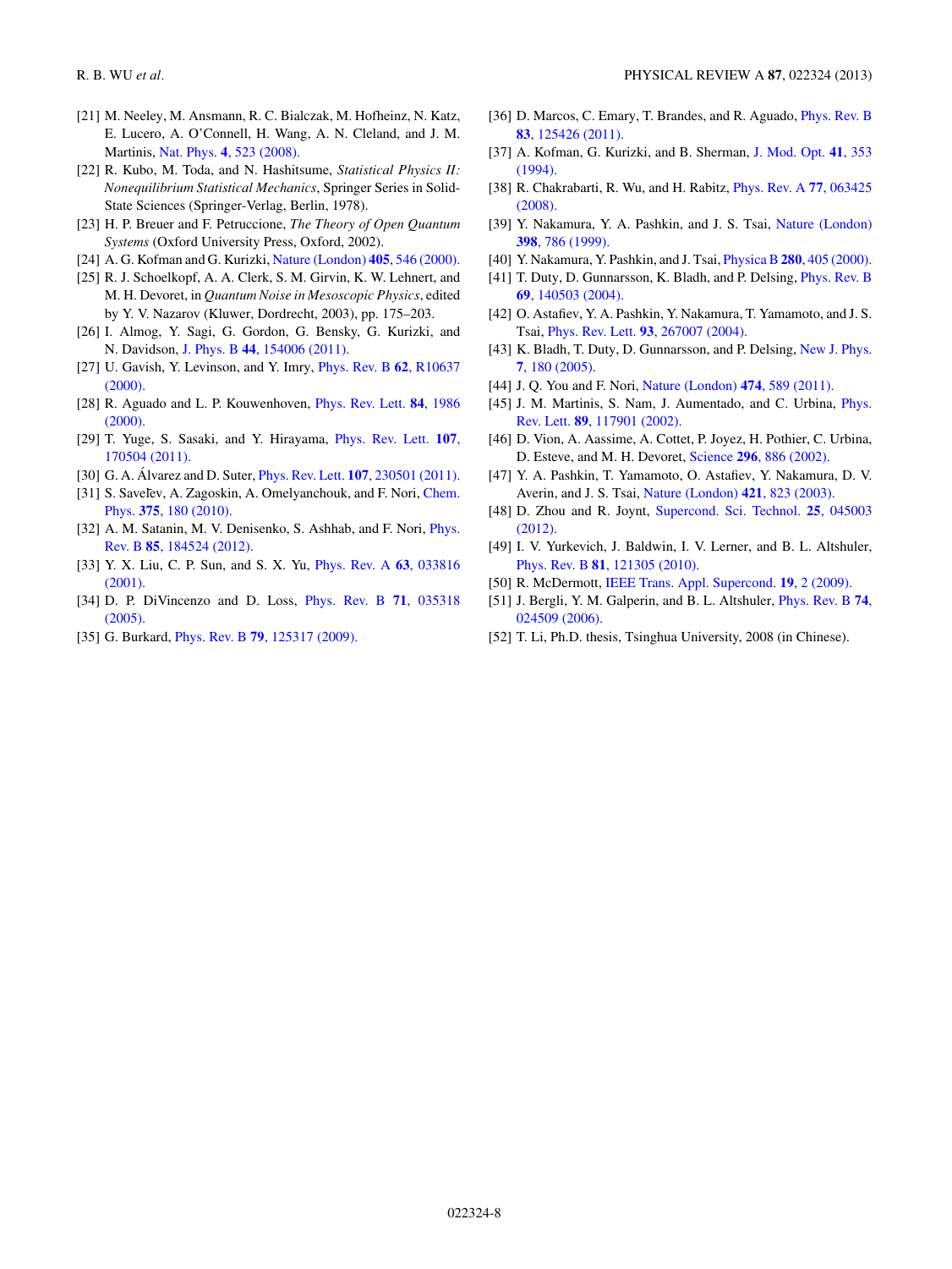[21] M. Neeley, M. Ansmann, R. C. Bialczak, M. Hofheinz, N. Katz, E. Lucero, A. O'Connell, H. Wang, A. N. Cleland, and J. M. Martinis, Nat. Phys. **4**, 523 (2008).

[22] R. Kubo, M. Toda, and N. Hashitsume, *Statistical Physics II: Nonequilibrium Statistical Mechanics*, Springer Series in Solid-State Sciences (Springer-Verlag, Berlin, 1978).

[23] H. P. Breuer and F. Petruccione, *The Theory of Open Quantum Systems* (Oxford University Press, Oxford, 2002).

[24] A. G. Kofman and G. Kurizki, Nature (London) **405**, 546 (2000).

[25] R. J. Schoelkopf, A. A. Clerk, S. M. Girvin, K. W. Lehnert, and M. H. Devoret, in *Quantum Noise in Mesoscopic Physics*, edited by Y. V. Nazarov (Kluwer, Dordrecht, 2003), pp. 175–203.

[26] I. Almog, Y. Sagi, G. Gordon, G. Bensky, G. Kurizki, and N. Davidson, J. Phys. B **44**, 154006 (2011).

[27] U. Gavish, Y. Levinson, and Y. Imry, Phys. Rev. B **62**, R10637 (2000).

[28] R. Aguado and L. P. Kouwenhoven, Phys. Rev. Lett. **84**, 1986 (2000).

[29] T. Yuge, S. Sasaki, and Y. Hirayama, Phys. Rev. Lett. **107**, 170504 (2011).

[30] G. A. Álvarez and D. Suter, Phys. Rev. Lett. **107**, 230501 (2011).

[31] S. Savel'ev, A. Zagoskin, A. Omelyanchouk, and F. Nori, Chem. Phys. **375**, 180 (2010).

[32] A. M. Satanin, M. V. Denisenko, S. Ashhab, and F. Nori, Phys. Rev. B **85**, 184524 (2012).

[33] Y. X. Liu, C. P. Sun, and S. X. Yu, Phys. Rev. A **63**, 033816 (2001).

[34] D. P. DiVincenzo and D. Loss, Phys. Rev. B **71**, 035318 (2005).

[35] G. Burkard, Phys. Rev. B **79**, 125317 (2009).

[36] D. Marcos, C. Emary, T. Brandes, and R. Aguado, Phys. Rev. B **83**, 125426 (2011).

[37] A. Kofman, G. Kurizki, and B. Sherman, J. Mod. Opt. **41**, 353 (1994).

[38] R. Chakrabarti, R. Wu, and H. Rabitz, Phys. Rev. A **77**, 063425 (2008).

[39] Y. Nakamura, Y. A. Pashkin, and J. S. Tsai, Nature (London) **398**, 786 (1999).

[40] Y. Nakamura, Y. Pashkin, and J. Tsai, Physica B **280**, 405 (2000).

[41] T. Duty, D. Gunnarsson, K. Bladh, and P. Delsing, Phys. Rev. B **69**, 140503 (2004).

[42] O. Astafiev, Y. A. Pashkin, Y. Nakamura, T. Yamamoto, and J. S. Tsai, Phys. Rev. Lett. **93**, 267007 (2004).

[43] K. Bladh, T. Duty, D. Gunnarsson, and P. Delsing, New J. Phys. **7**, 180 (2005).

[44] J. Q. You and F. Nori, Nature (London) **474**, 589 (2011).

[45] J. M. Martinis, S. Nam, J. Aumentado, and C. Urbina, Phys. Rev. Lett. **89**, 117901 (2002).

[46] D. Vion, A. Aassime, A. Cottet, P. Joyez, H. Pothier, C. Urbina, D. Esteve, and M. H. Devoret, Science **296**, 886 (2002).

[47] Y. A. Pashkin, T. Yamamoto, O. Astafiev, Y. Nakamura, D. V. Averin, and J. S. Tsai, Nature (London) **421**, 823 (2003).

[48] D. Zhou and R. Joynt, Supercond. Sci. Technol. **25**, 045003 (2012).

[49] I. V. Yurkevich, J. Baldwin, I. V. Lerner, and B. L. Altshuler, Phys. Rev. B **81**, 121305 (2010).

[50] R. McDermott, IEEE Trans. Appl. Supercond. **19**, 2 (2009).

[51] J. Bergli, Y. M. Galperin, and B. L. Altshuler, Phys. Rev. B **74**, 024509 (2006).

[52] T. Li, Ph.D. thesis, Tsinghua University, 2008 (in Chinese).